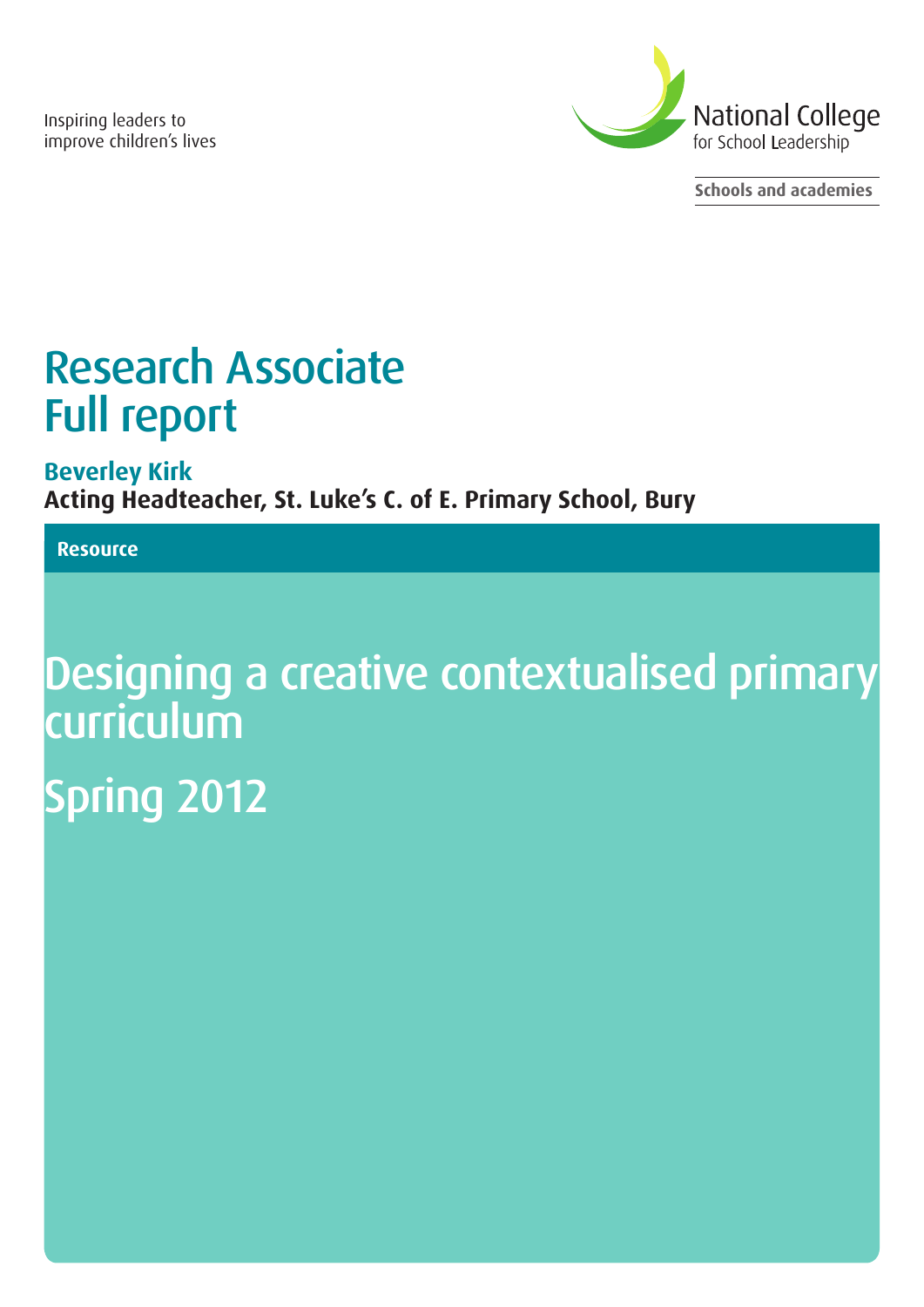Inspiring leaders to improve children's lives

National College for School Leadership

Schools and academies

# Research Associate Full report

**Beverley Kirk**

**Acting Headteacher, St. Luke's C. of E. Primary School, Bury**

**Resource**

# Designing a creative contextualised primary curriculum

## Spring 2012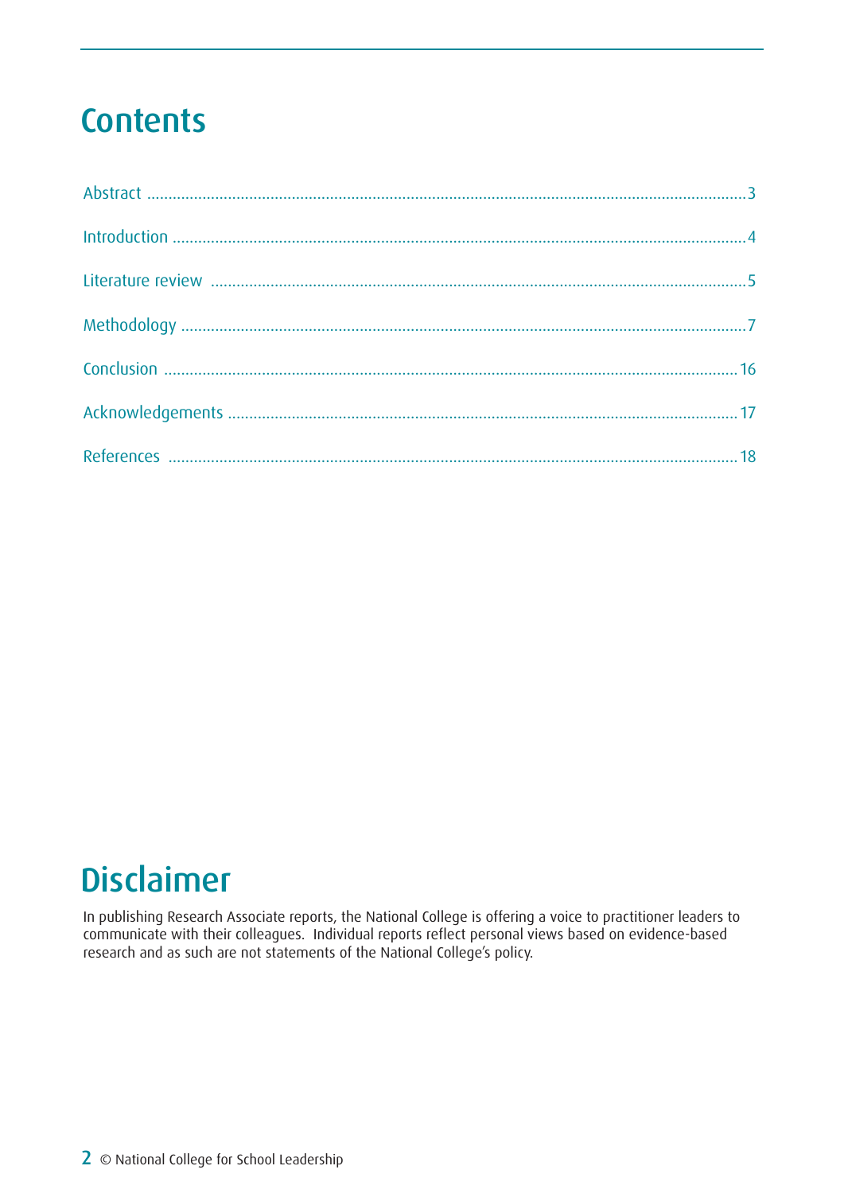# Contents

| | |
|---|---|
| Abstract | 3 |
| Introduction | 4 |
| Literature review | 5 |
| Methodology | 7 |
| Conclusion | 16 |
| Acknowledgements | 17 |
| References | 18 |

# Disclaimer

In publishing Research Associate reports, the National College is offering a voice to practitioner leaders to communicate with their colleagues. Individual reports reflect personal views based on evidence-based research and as such are not statements of the National College's policy.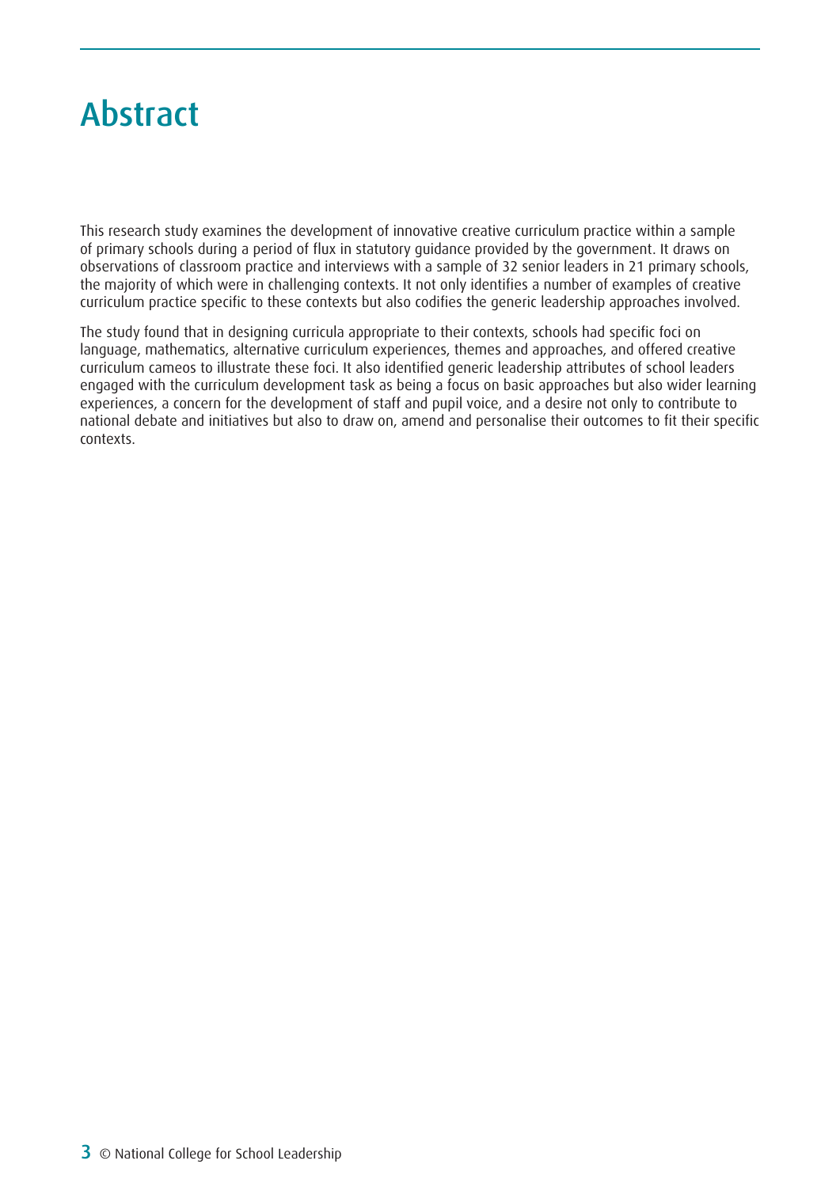# Abstract

This research study examines the development of innovative creative curriculum practice within a sample of primary schools during a period of flux in statutory guidance provided by the government. It draws on observations of classroom practice and interviews with a sample of 32 senior leaders in 21 primary schools, the majority of which were in challenging contexts. It not only identifies a number of examples of creative curriculum practice specific to these contexts but also codifies the generic leadership approaches involved.

The study found that in designing curricula appropriate to their contexts, schools had specific foci on language, mathematics, alternative curriculum experiences, themes and approaches, and offered creative curriculum cameos to illustrate these foci. It also identified generic leadership attributes of school leaders engaged with the curriculum development task as being a focus on basic approaches but also wider learning experiences, a concern for the development of staff and pupil voice, and a desire not only to contribute to national debate and initiatives but also to draw on, amend and personalise their outcomes to fit their specific contexts.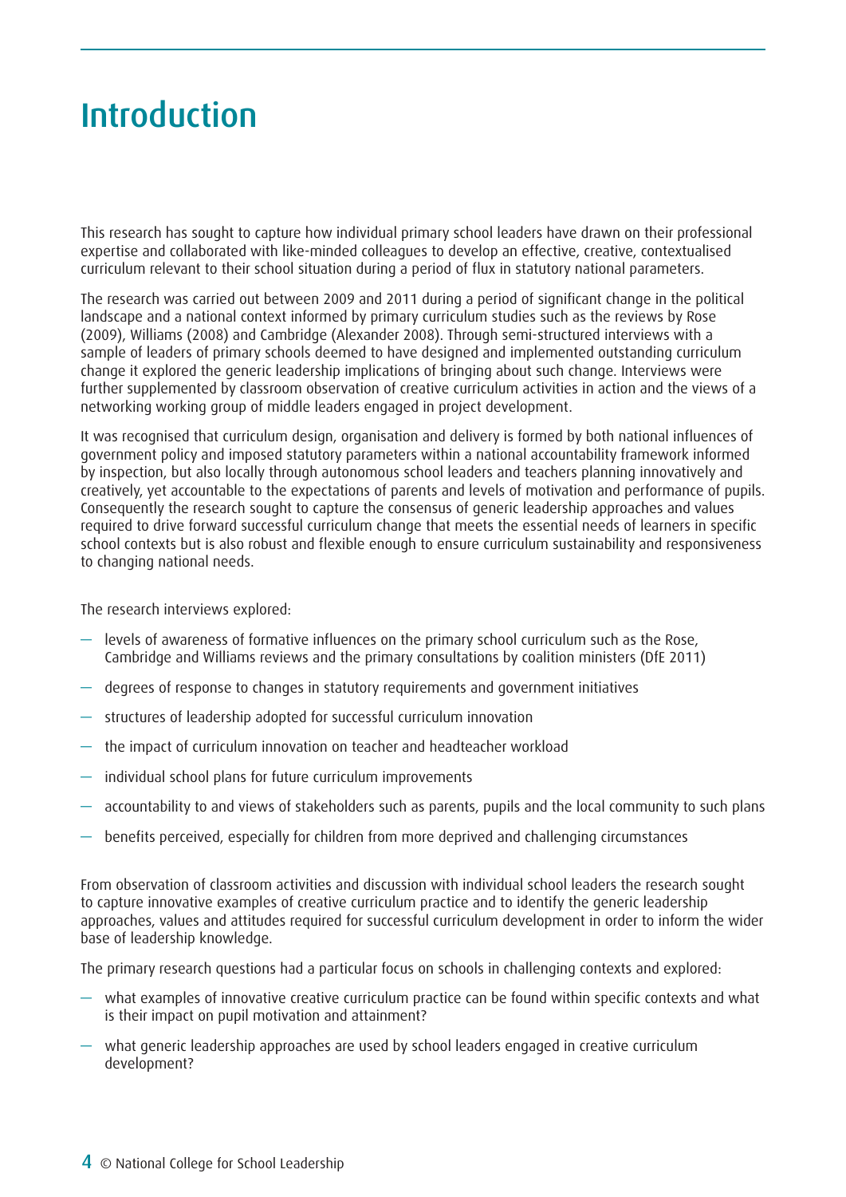# Introduction

This research has sought to capture how individual primary school leaders have drawn on their professional expertise and collaborated with like-minded colleagues to develop an effective, creative, contextualised curriculum relevant to their school situation during a period of flux in statutory national parameters.

The research was carried out between 2009 and 2011 during a period of significant change in the political landscape and a national context informed by primary curriculum studies such as the reviews by Rose (2009), Williams (2008) and Cambridge (Alexander 2008). Through semi-structured interviews with a sample of leaders of primary schools deemed to have designed and implemented outstanding curriculum change it explored the generic leadership implications of bringing about such change. Interviews were further supplemented by classroom observation of creative curriculum activities in action and the views of a networking working group of middle leaders engaged in project development.

It was recognised that curriculum design, organisation and delivery is formed by both national influences of government policy and imposed statutory parameters within a national accountability framework informed by inspection, but also locally through autonomous school leaders and teachers planning innovatively and creatively, yet accountable to the expectations of parents and levels of motivation and performance of pupils. Consequently the research sought to capture the consensus of generic leadership approaches and values required to drive forward successful curriculum change that meets the essential needs of learners in specific school contexts but is also robust and flexible enough to ensure curriculum sustainability and responsiveness to changing national needs.

The research interviews explored:

- levels of awareness of formative influences on the primary school curriculum such as the Rose, Cambridge and Williams reviews and the primary consultations by coalition ministers (DfE 2011)
- degrees of response to changes in statutory requirements and government initiatives
- structures of leadership adopted for successful curriculum innovation
- the impact of curriculum innovation on teacher and headteacher workload
- individual school plans for future curriculum improvements
- accountability to and views of stakeholders such as parents, pupils and the local community to such plans
- benefits perceived, especially for children from more deprived and challenging circumstances

From observation of classroom activities and discussion with individual school leaders the research sought to capture innovative examples of creative curriculum practice and to identify the generic leadership approaches, values and attitudes required for successful curriculum development in order to inform the wider base of leadership knowledge.

The primary research questions had a particular focus on schools in challenging contexts and explored:

- what examples of innovative creative curriculum practice can be found within specific contexts and what is their impact on pupil motivation and attainment?
- what generic leadership approaches are used by school leaders engaged in creative curriculum development?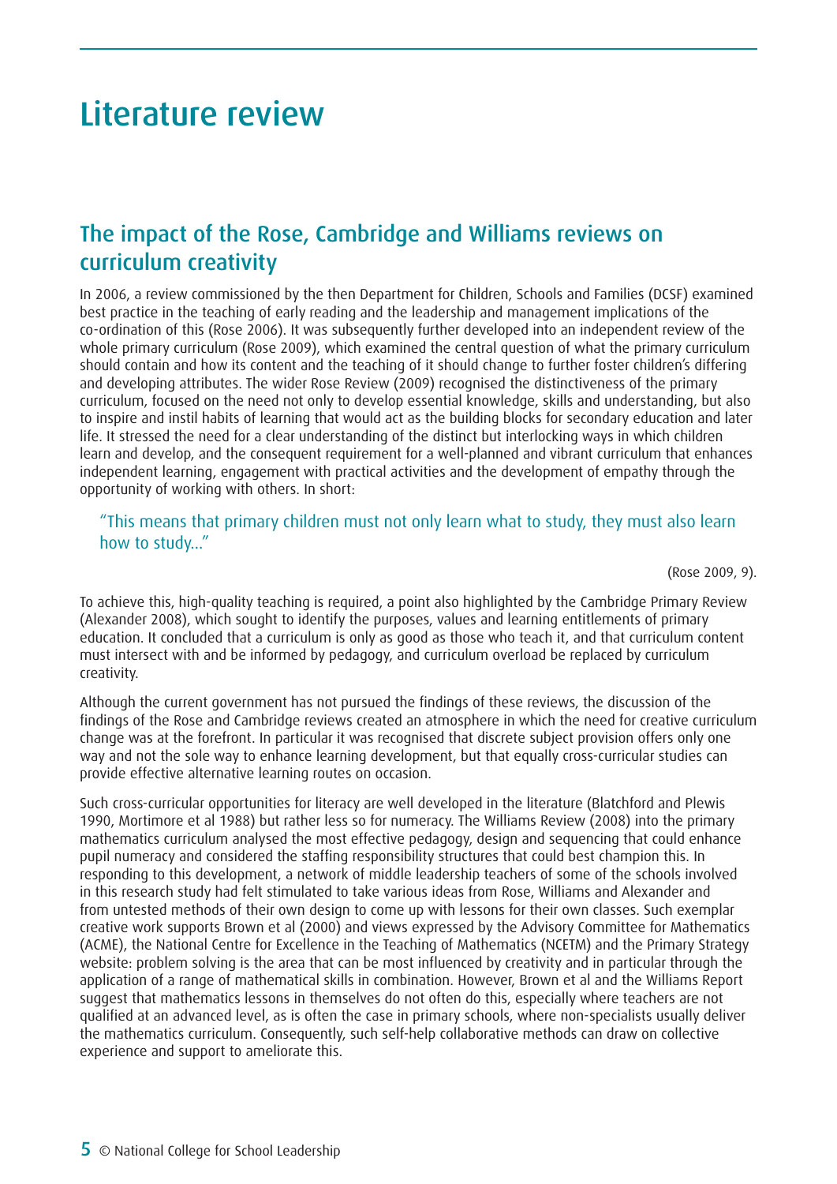# Literature review

## The impact of the Rose, Cambridge and Williams reviews on curriculum creativity

In 2006, a review commissioned by the then Department for Children, Schools and Families (DCSF) examined best practice in the teaching of early reading and the leadership and management implications of the co-ordination of this (Rose 2006). It was subsequently further developed into an independent review of the whole primary curriculum (Rose 2009), which examined the central question of what the primary curriculum should contain and how its content and the teaching of it should change to further foster children's differing and developing attributes. The wider Rose Review (2009) recognised the distinctiveness of the primary curriculum, focused on the need not only to develop essential knowledge, skills and understanding, but also to inspire and instil habits of learning that would act as the building blocks for secondary education and later life. It stressed the need for a clear understanding of the distinct but interlocking ways in which children learn and develop, and the consequent requirement for a well-planned and vibrant curriculum that enhances independent learning, engagement with practical activities and the development of empathy through the opportunity of working with others. In short:

> "This means that primary children must not only learn what to study, they must also learn how to study..."
>
> (Rose 2009, 9).

To achieve this, high-quality teaching is required, a point also highlighted by the Cambridge Primary Review (Alexander 2008), which sought to identify the purposes, values and learning entitlements of primary education. It concluded that a curriculum is only as good as those who teach it, and that curriculum content must intersect with and be informed by pedagogy, and curriculum overload be replaced by curriculum creativity.

Although the current government has not pursued the findings of these reviews, the discussion of the findings of the Rose and Cambridge reviews created an atmosphere in which the need for creative curriculum change was at the forefront. In particular it was recognised that discrete subject provision offers only one way and not the sole way to enhance learning development, but that equally cross-curricular studies can provide effective alternative learning routes on occasion.

Such cross-curricular opportunities for literacy are well developed in the literature (Blatchford and Plewis 1990, Mortimore et al 1988) but rather less so for numeracy. The Williams Review (2008) into the primary mathematics curriculum analysed the most effective pedagogy, design and sequencing that could enhance pupil numeracy and considered the staffing responsibility structures that could best champion this. In responding to this development, a network of middle leadership teachers of some of the schools involved in this research study had felt stimulated to take various ideas from Rose, Williams and Alexander and from untested methods of their own design to come up with lessons for their own classes. Such exemplar creative work supports Brown et al (2000) and views expressed by the Advisory Committee for Mathematics (ACME), the National Centre for Excellence in the Teaching of Mathematics (NCETM) and the Primary Strategy website: problem solving is the area that can be most influenced by creativity and in particular through the application of a range of mathematical skills in combination. However, Brown et al and the Williams Report suggest that mathematics lessons in themselves do not often do this, especially where teachers are not qualified at an advanced level, as is often the case in primary schools, where non-specialists usually deliver the mathematics curriculum. Consequently, such self-help collaborative methods can draw on collective experience and support to ameliorate this.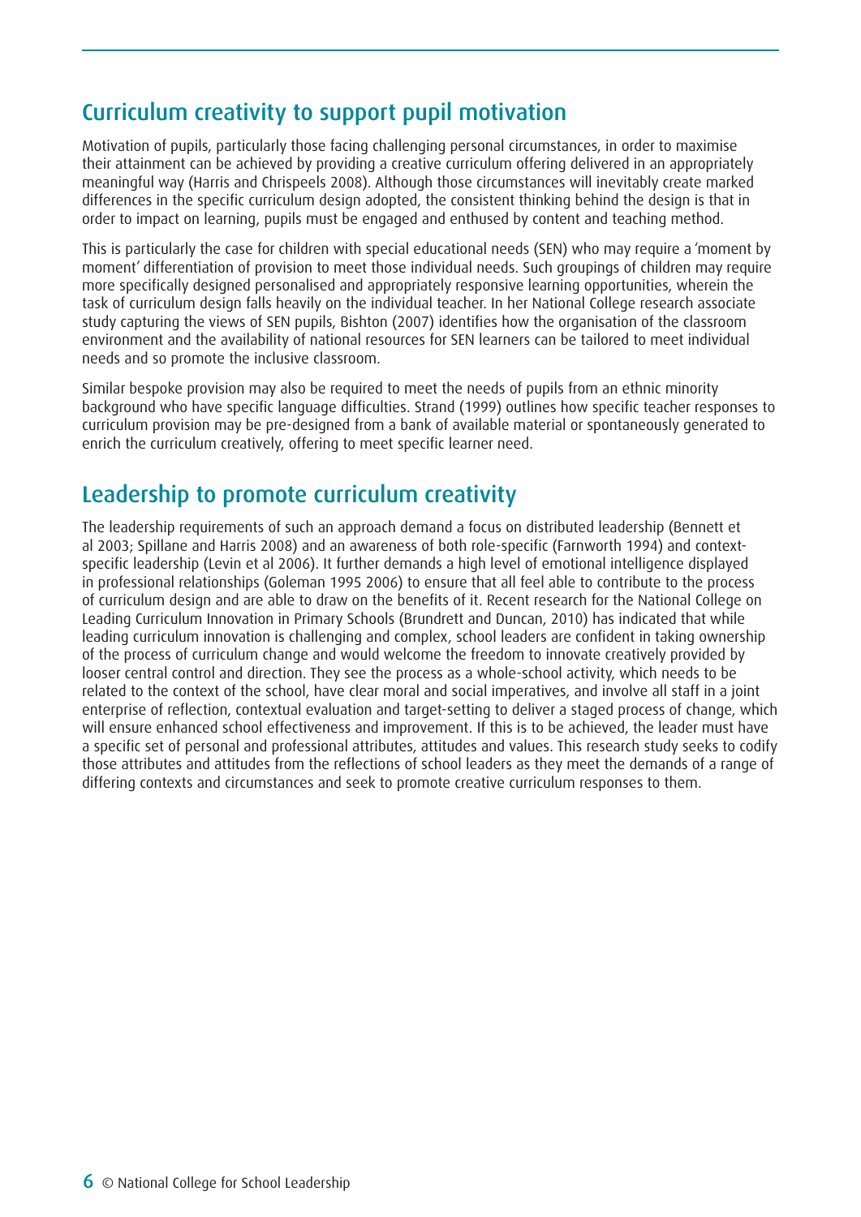## Curriculum creativity to support pupil motivation

Motivation of pupils, particularly those facing challenging personal circumstances, in order to maximise their attainment can be achieved by providing a creative curriculum offering delivered in an appropriately meaningful way (Harris and Chrispeels 2008). Although those circumstances will inevitably create marked differences in the specific curriculum design adopted, the consistent thinking behind the design is that in order to impact on learning, pupils must be engaged and enthused by content and teaching method.

This is particularly the case for children with special educational needs (SEN) who may require a 'moment by moment' differentiation of provision to meet those individual needs. Such groupings of children may require more specifically designed personalised and appropriately responsive learning opportunities, wherein the task of curriculum design falls heavily on the individual teacher. In her National College research associate study capturing the views of SEN pupils, Bishton (2007) identifies how the organisation of the classroom environment and the availability of national resources for SEN learners can be tailored to meet individual needs and so promote the inclusive classroom.

Similar bespoke provision may also be required to meet the needs of pupils from an ethnic minority background who have specific language difficulties. Strand (1999) outlines how specific teacher responses to curriculum provision may be pre-designed from a bank of available material or spontaneously generated to enrich the curriculum creatively, offering to meet specific learner need.

## Leadership to promote curriculum creativity

The leadership requirements of such an approach demand a focus on distributed leadership (Bennett et al 2003; Spillane and Harris 2008) and an awareness of both role-specific (Farnworth 1994) and context-specific leadership (Levin et al 2006). It further demands a high level of emotional intelligence displayed in professional relationships (Goleman 1995 2006) to ensure that all feel able to contribute to the process of curriculum design and are able to draw on the benefits of it. Recent research for the National College on Leading Curriculum Innovation in Primary Schools (Brundrett and Duncan, 2010) has indicated that while leading curriculum innovation is challenging and complex, school leaders are confident in taking ownership of the process of curriculum change and would welcome the freedom to innovate creatively provided by looser central control and direction. They see the process as a whole-school activity, which needs to be related to the context of the school, have clear moral and social imperatives, and involve all staff in a joint enterprise of reflection, contextual evaluation and target-setting to deliver a staged process of change, which will ensure enhanced school effectiveness and improvement. If this is to be achieved, the leader must have a specific set of personal and professional attributes, attitudes and values. This research study seeks to codify those attributes and attitudes from the reflections of school leaders as they meet the demands of a range of differing contexts and circumstances and seek to promote creative curriculum responses to them.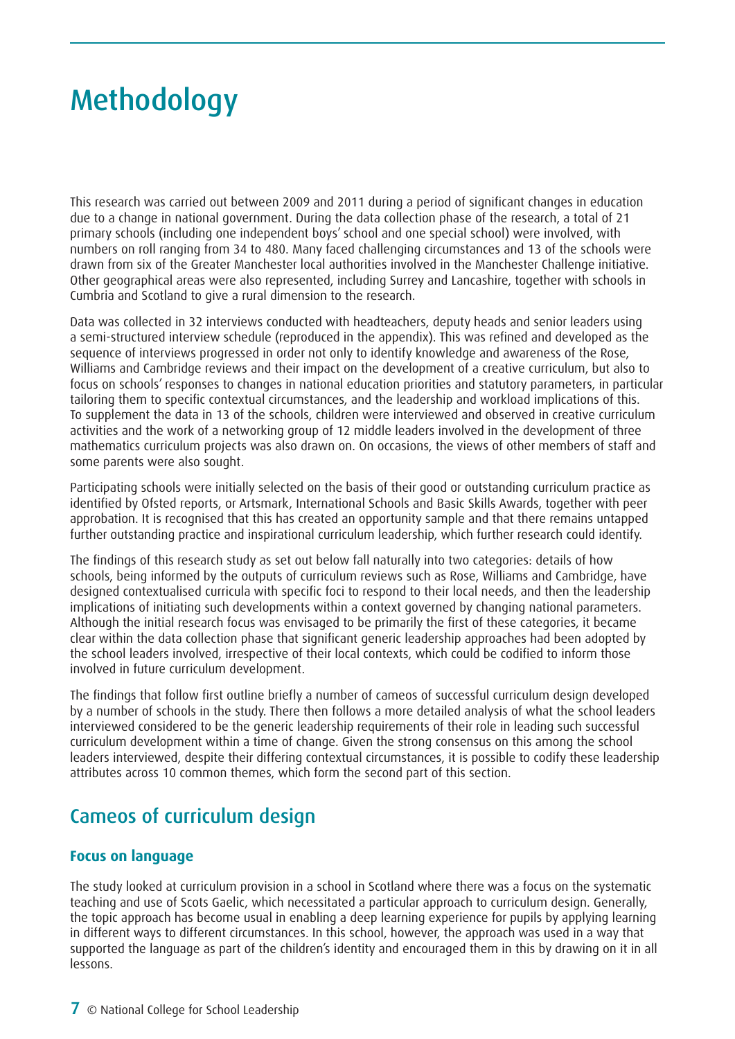# Methodology

This research was carried out between 2009 and 2011 during a period of significant changes in education due to a change in national government. During the data collection phase of the research, a total of 21 primary schools (including one independent boys' school and one special school) were involved, with numbers on roll ranging from 34 to 480. Many faced challenging circumstances and 13 of the schools were drawn from six of the Greater Manchester local authorities involved in the Manchester Challenge initiative. Other geographical areas were also represented, including Surrey and Lancashire, together with schools in Cumbria and Scotland to give a rural dimension to the research.

Data was collected in 32 interviews conducted with headteachers, deputy heads and senior leaders using a semi-structured interview schedule (reproduced in the appendix). This was refined and developed as the sequence of interviews progressed in order not only to identify knowledge and awareness of the Rose, Williams and Cambridge reviews and their impact on the development of a creative curriculum, but also to focus on schools' responses to changes in national education priorities and statutory parameters, in particular tailoring them to specific contextual circumstances, and the leadership and workload implications of this. To supplement the data in 13 of the schools, children were interviewed and observed in creative curriculum activities and the work of a networking group of 12 middle leaders involved in the development of three mathematics curriculum projects was also drawn on. On occasions, the views of other members of staff and some parents were also sought.

Participating schools were initially selected on the basis of their good or outstanding curriculum practice as identified by Ofsted reports, or Artsmark, International Schools and Basic Skills Awards, together with peer approbation. It is recognised that this has created an opportunity sample and that there remains untapped further outstanding practice and inspirational curriculum leadership, which further research could identify.

The findings of this research study as set out below fall naturally into two categories: details of how schools, being informed by the outputs of curriculum reviews such as Rose, Williams and Cambridge, have designed contextualised curricula with specific foci to respond to their local needs, and then the leadership implications of initiating such developments within a context governed by changing national parameters. Although the initial research focus was envisaged to be primarily the first of these categories, it became clear within the data collection phase that significant generic leadership approaches had been adopted by the school leaders involved, irrespective of their local contexts, which could be codified to inform those involved in future curriculum development.

The findings that follow first outline briefly a number of cameos of successful curriculum design developed by a number of schools in the study. There then follows a more detailed analysis of what the school leaders interviewed considered to be the generic leadership requirements of their role in leading such successful curriculum development within a time of change. Given the strong consensus on this among the school leaders interviewed, despite their differing contextual circumstances, it is possible to codify these leadership attributes across 10 common themes, which form the second part of this section.

## Cameos of curriculum design

### Focus on language

The study looked at curriculum provision in a school in Scotland where there was a focus on the systematic teaching and use of Scots Gaelic, which necessitated a particular approach to curriculum design. Generally, the topic approach has become usual in enabling a deep learning experience for pupils by applying learning in different ways to different circumstances. In this school, however, the approach was used in a way that supported the language as part of the children's identity and encouraged them in this by drawing on it in all lessons.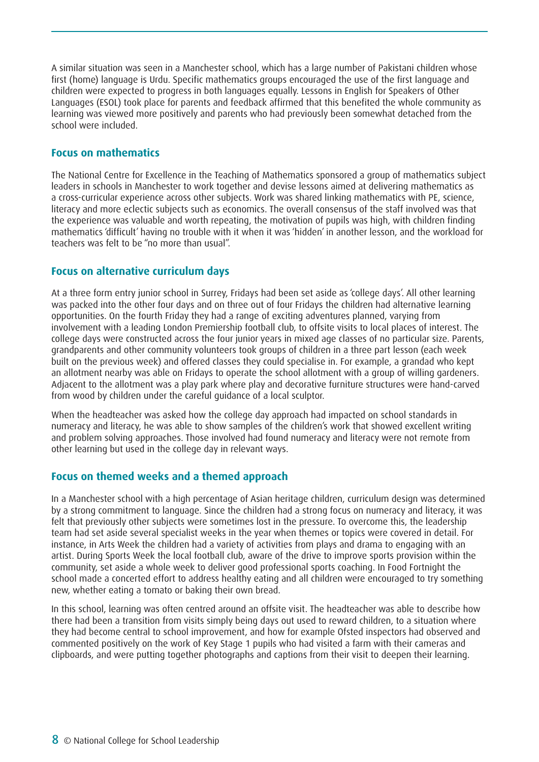A similar situation was seen in a Manchester school, which has a large number of Pakistani children whose first (home) language is Urdu. Specific mathematics groups encouraged the use of the first language and children were expected to progress in both languages equally. Lessons in English for Speakers of Other Languages (ESOL) took place for parents and feedback affirmed that this benefited the whole community as learning was viewed more positively and parents who had previously been somewhat detached from the school were included.

## Focus on mathematics

The National Centre for Excellence in the Teaching of Mathematics sponsored a group of mathematics subject leaders in schools in Manchester to work together and devise lessons aimed at delivering mathematics as a cross-curricular experience across other subjects. Work was shared linking mathematics with PE, science, literacy and more eclectic subjects such as economics. The overall consensus of the staff involved was that the experience was valuable and worth repeating, the motivation of pupils was high, with children finding mathematics 'difficult' having no trouble with it when it was 'hidden' in another lesson, and the workload for teachers was felt to be "no more than usual".

## Focus on alternative curriculum days

At a three form entry junior school in Surrey, Fridays had been set aside as 'college days'. All other learning was packed into the other four days and on three out of four Fridays the children had alternative learning opportunities. On the fourth Friday they had a range of exciting adventures planned, varying from involvement with a leading London Premiership football club, to offsite visits to local places of interest. The college days were constructed across the four junior years in mixed age classes of no particular size. Parents, grandparents and other community volunteers took groups of children in a three part lesson (each week built on the previous week) and offered classes they could specialise in. For example, a grandad who kept an allotment nearby was able on Fridays to operate the school allotment with a group of willing gardeners. Adjacent to the allotment was a play park where play and decorative furniture structures were hand-carved from wood by children under the careful guidance of a local sculptor.

When the headteacher was asked how the college day approach had impacted on school standards in numeracy and literacy, he was able to show samples of the children's work that showed excellent writing and problem solving approaches. Those involved had found numeracy and literacy were not remote from other learning but used in the college day in relevant ways.

## Focus on themed weeks and a themed approach

In a Manchester school with a high percentage of Asian heritage children, curriculum design was determined by a strong commitment to language. Since the children had a strong focus on numeracy and literacy, it was felt that previously other subjects were sometimes lost in the pressure. To overcome this, the leadership team had set aside several specialist weeks in the year when themes or topics were covered in detail. For instance, in Arts Week the children had a variety of activities from plays and drama to engaging with an artist. During Sports Week the local football club, aware of the drive to improve sports provision within the community, set aside a whole week to deliver good professional sports coaching. In Food Fortnight the school made a concerted effort to address healthy eating and all children were encouraged to try something new, whether eating a tomato or baking their own bread.

In this school, learning was often centred around an offsite visit. The headteacher was able to describe how there had been a transition from visits simply being days out used to reward children, to a situation where they had become central to school improvement, and how for example Ofsted inspectors had observed and commented positively on the work of Key Stage 1 pupils who had visited a farm with their cameras and clipboards, and were putting together photographs and captions from their visit to deepen their learning.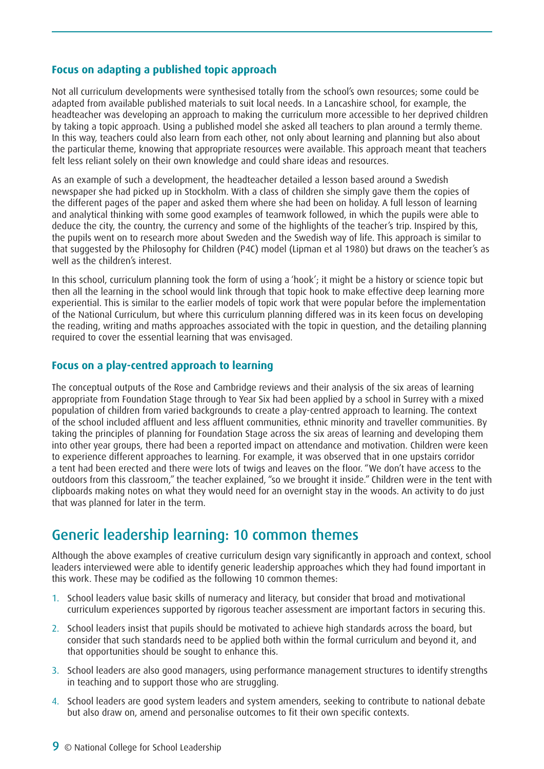### Focus on adapting a published topic approach

Not all curriculum developments were synthesised totally from the school's own resources; some could be adapted from available published materials to suit local needs. In a Lancashire school, for example, the headteacher was developing an approach to making the curriculum more accessible to her deprived children by taking a topic approach. Using a published model she asked all teachers to plan around a termly theme. In this way, teachers could also learn from each other, not only about learning and planning but also about the particular theme, knowing that appropriate resources were available. This approach meant that teachers felt less reliant solely on their own knowledge and could share ideas and resources.

As an example of such a development, the headteacher detailed a lesson based around a Swedish newspaper she had picked up in Stockholm. With a class of children she simply gave them the copies of the different pages of the paper and asked them where she had been on holiday. A full lesson of learning and analytical thinking with some good examples of teamwork followed, in which the pupils were able to deduce the city, the country, the currency and some of the highlights of the teacher's trip. Inspired by this, the pupils went on to research more about Sweden and the Swedish way of life. This approach is similar to that suggested by the Philosophy for Children (P4C) model (Lipman et al 1980) but draws on the teacher's as well as the children's interest.

In this school, curriculum planning took the form of using a 'hook'; it might be a history or science topic but then all the learning in the school would link through that topic hook to make effective deep learning more experiential. This is similar to the earlier models of topic work that were popular before the implementation of the National Curriculum, but where this curriculum planning differed was in its keen focus on developing the reading, writing and maths approaches associated with the topic in question, and the detailing planning required to cover the essential learning that was envisaged.

### Focus on a play-centred approach to learning

The conceptual outputs of the Rose and Cambridge reviews and their analysis of the six areas of learning appropriate from Foundation Stage through to Year Six had been applied by a school in Surrey with a mixed population of children from varied backgrounds to create a play-centred approach to learning. The context of the school included affluent and less affluent communities, ethnic minority and traveller communities. By taking the principles of planning for Foundation Stage across the six areas of learning and developing them into other year groups, there had been a reported impact on attendance and motivation. Children were keen to experience different approaches to learning. For example, it was observed that in one upstairs corridor a tent had been erected and there were lots of twigs and leaves on the floor. "We don't have access to the outdoors from this classroom," the teacher explained, "so we brought it inside." Children were in the tent with clipboards making notes on what they would need for an overnight stay in the woods. An activity to do just that was planned for later in the term.

## Generic leadership learning: 10 common themes

Although the above examples of creative curriculum design vary significantly in approach and context, school leaders interviewed were able to identify generic leadership approaches which they had found important in this work. These may be codified as the following 10 common themes:

1. School leaders value basic skills of numeracy and literacy, but consider that broad and motivational curriculum experiences supported by rigorous teacher assessment are important factors in securing this.
2. School leaders insist that pupils should be motivated to achieve high standards across the board, but consider that such standards need to be applied both within the formal curriculum and beyond it, and that opportunities should be sought to enhance this.
3. School leaders are also good managers, using performance management structures to identify strengths in teaching and to support those who are struggling.
4. School leaders are good system leaders and system amenders, seeking to contribute to national debate but also draw on, amend and personalise outcomes to fit their own specific contexts.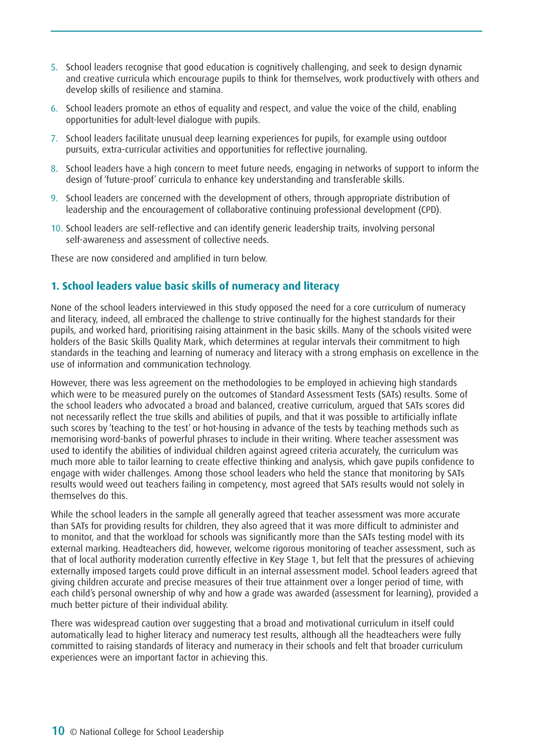5. School leaders recognise that good education is cognitively challenging, and seek to design dynamic and creative curricula which encourage pupils to think for themselves, work productively with others and develop skills of resilience and stamina.

6. School leaders promote an ethos of equality and respect, and value the voice of the child, enabling opportunities for adult-level dialogue with pupils.

7. School leaders facilitate unusual deep learning experiences for pupils, for example using outdoor pursuits, extra-curricular activities and opportunities for reflective journaling.

8. School leaders have a high concern to meet future needs, engaging in networks of support to inform the design of 'future-proof' curricula to enhance key understanding and transferable skills.

9. School leaders are concerned with the development of others, through appropriate distribution of leadership and the encouragement of collaborative continuing professional development (CPD).

10. School leaders are self-reflective and can identify generic leadership traits, involving personal self-awareness and assessment of collective needs.

These are now considered and amplified in turn below.

## 1. School leaders value basic skills of numeracy and literacy

None of the school leaders interviewed in this study opposed the need for a core curriculum of numeracy and literacy, indeed, all embraced the challenge to strive continually for the highest standards for their pupils, and worked hard, prioritising raising attainment in the basic skills. Many of the schools visited were holders of the Basic Skills Quality Mark, which determines at regular intervals their commitment to high standards in the teaching and learning of numeracy and literacy with a strong emphasis on excellence in the use of information and communication technology.

However, there was less agreement on the methodologies to be employed in achieving high standards which were to be measured purely on the outcomes of Standard Assessment Tests (SATs) results. Some of the school leaders who advocated a broad and balanced, creative curriculum, argued that SATs scores did not necessarily reflect the true skills and abilities of pupils, and that it was possible to artificially inflate such scores by 'teaching to the test' or hot-housing in advance of the tests by teaching methods such as memorising word-banks of powerful phrases to include in their writing. Where teacher assessment was used to identify the abilities of individual children against agreed criteria accurately, the curriculum was much more able to tailor learning to create effective thinking and analysis, which gave pupils confidence to engage with wider challenges. Among those school leaders who held the stance that monitoring by SATs results would weed out teachers failing in competency, most agreed that SATs results would not solely in themselves do this.

While the school leaders in the sample all generally agreed that teacher assessment was more accurate than SATs for providing results for children, they also agreed that it was more difficult to administer and to monitor, and that the workload for schools was significantly more than the SATs testing model with its external marking. Headteachers did, however, welcome rigorous monitoring of teacher assessment, such as that of local authority moderation currently effective in Key Stage 1, but felt that the pressures of achieving externally imposed targets could prove difficult in an internal assessment model. School leaders agreed that giving children accurate and precise measures of their true attainment over a longer period of time, with each child's personal ownership of why and how a grade was awarded (assessment for learning), provided a much better picture of their individual ability.

There was widespread caution over suggesting that a broad and motivational curriculum in itself could automatically lead to higher literacy and numeracy test results, although all the headteachers were fully committed to raising standards of literacy and numeracy in their schools and felt that broader curriculum experiences were an important factor in achieving this.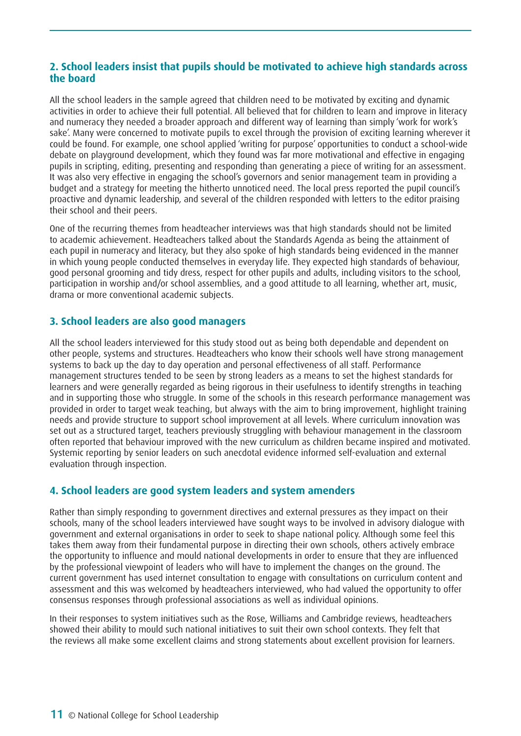### 2. School leaders insist that pupils should be motivated to achieve high standards across the board

All the school leaders in the sample agreed that children need to be motivated by exciting and dynamic activities in order to achieve their full potential. All believed that for children to learn and improve in literacy and numeracy they needed a broader approach and different way of learning than simply 'work for work's sake'. Many were concerned to motivate pupils to excel through the provision of exciting learning wherever it could be found. For example, one school applied 'writing for purpose' opportunities to conduct a school-wide debate on playground development, which they found was far more motivational and effective in engaging pupils in scripting, editing, presenting and responding than generating a piece of writing for an assessment. It was also very effective in engaging the school's governors and senior management team in providing a budget and a strategy for meeting the hitherto unnoticed need. The local press reported the pupil council's proactive and dynamic leadership, and several of the children responded with letters to the editor praising their school and their peers.

One of the recurring themes from headteacher interviews was that high standards should not be limited to academic achievement. Headteachers talked about the Standards Agenda as being the attainment of each pupil in numeracy and literacy, but they also spoke of high standards being evidenced in the manner in which young people conducted themselves in everyday life. They expected high standards of behaviour, good personal grooming and tidy dress, respect for other pupils and adults, including visitors to the school, participation in worship and/or school assemblies, and a good attitude to all learning, whether art, music, drama or more conventional academic subjects.

### 3. School leaders are also good managers

All the school leaders interviewed for this study stood out as being both dependable and dependent on other people, systems and structures. Headteachers who know their schools well have strong management systems to back up the day to day operation and personal effectiveness of all staff. Performance management structures tended to be seen by strong leaders as a means to set the highest standards for learners and were generally regarded as being rigorous in their usefulness to identify strengths in teaching and in supporting those who struggle. In some of the schools in this research performance management was provided in order to target weak teaching, but always with the aim to bring improvement, highlight training needs and provide structure to support school improvement at all levels. Where curriculum innovation was set out as a structured target, teachers previously struggling with behaviour management in the classroom often reported that behaviour improved with the new curriculum as children became inspired and motivated. Systemic reporting by senior leaders on such anecdotal evidence informed self-evaluation and external evaluation through inspection.

### 4. School leaders are good system leaders and system amenders

Rather than simply responding to government directives and external pressures as they impact on their schools, many of the school leaders interviewed have sought ways to be involved in advisory dialogue with government and external organisations in order to seek to shape national policy. Although some feel this takes them away from their fundamental purpose in directing their own schools, others actively embrace the opportunity to influence and mould national developments in order to ensure that they are influenced by the professional viewpoint of leaders who will have to implement the changes on the ground. The current government has used internet consultation to engage with consultations on curriculum content and assessment and this was welcomed by headteachers interviewed, who had valued the opportunity to offer consensus responses through professional associations as well as individual opinions.

In their responses to system initiatives such as the Rose, Williams and Cambridge reviews, headteachers showed their ability to mould such national initiatives to suit their own school contexts. They felt that the reviews all make some excellent claims and strong statements about excellent provision for learners.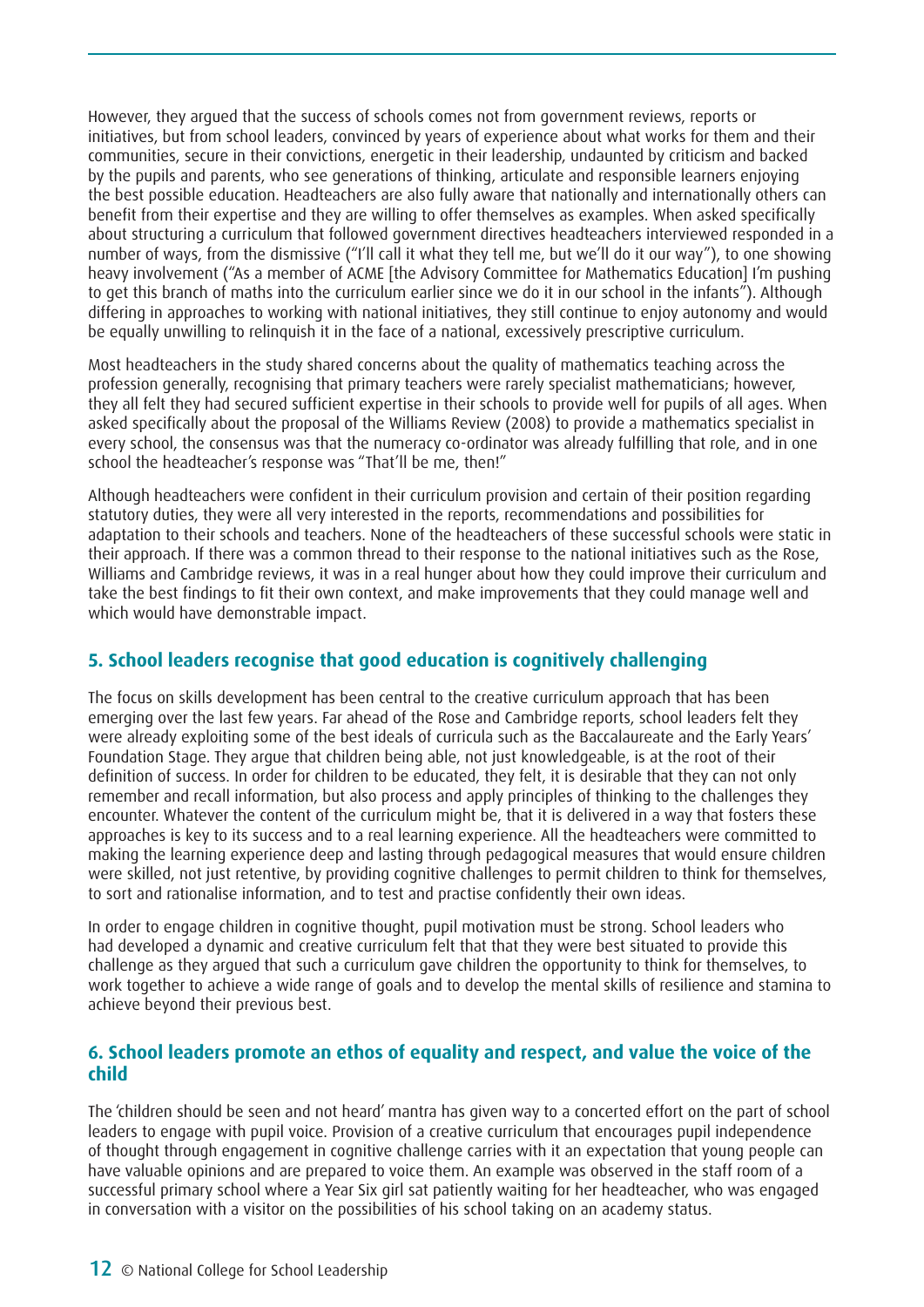However, they argued that the success of schools comes not from government reviews, reports or initiatives, but from school leaders, convinced by years of experience about what works for them and their communities, secure in their convictions, energetic in their leadership, undaunted by criticism and backed by the pupils and parents, who see generations of thinking, articulate and responsible learners enjoying the best possible education. Headteachers are also fully aware that nationally and internationally others can benefit from their expertise and they are willing to offer themselves as examples. When asked specifically about structuring a curriculum that followed government directives headteachers interviewed responded in a number of ways, from the dismissive ("I'll call it what they tell me, but we'll do it our way"), to one showing heavy involvement ("As a member of ACME [the Advisory Committee for Mathematics Education] I'm pushing to get this branch of maths into the curriculum earlier since we do it in our school in the infants"). Although differing in approaches to working with national initiatives, they still continue to enjoy autonomy and would be equally unwilling to relinquish it in the face of a national, excessively prescriptive curriculum.

Most headteachers in the study shared concerns about the quality of mathematics teaching across the profession generally, recognising that primary teachers were rarely specialist mathematicians; however, they all felt they had secured sufficient expertise in their schools to provide well for pupils of all ages. When asked specifically about the proposal of the Williams Review (2008) to provide a mathematics specialist in every school, the consensus was that the numeracy co-ordinator was already fulfilling that role, and in one school the headteacher's response was "That'll be me, then!"

Although headteachers were confident in their curriculum provision and certain of their position regarding statutory duties, they were all very interested in the reports, recommendations and possibilities for adaptation to their schools and teachers. None of the headteachers of these successful schools were static in their approach. If there was a common thread to their response to the national initiatives such as the Rose, Williams and Cambridge reviews, it was in a real hunger about how they could improve their curriculum and take the best findings to fit their own context, and make improvements that they could manage well and which would have demonstrable impact.

## 5. School leaders recognise that good education is cognitively challenging

The focus on skills development has been central to the creative curriculum approach that has been emerging over the last few years. Far ahead of the Rose and Cambridge reports, school leaders felt they were already exploiting some of the best ideals of curricula such as the Baccalaureate and the Early Years' Foundation Stage. They argue that children being able, not just knowledgeable, is at the root of their definition of success. In order for children to be educated, they felt, it is desirable that they can not only remember and recall information, but also process and apply principles of thinking to the challenges they encounter. Whatever the content of the curriculum might be, that it is delivered in a way that fosters these approaches is key to its success and to a real learning experience. All the headteachers were committed to making the learning experience deep and lasting through pedagogical measures that would ensure children were skilled, not just retentive, by providing cognitive challenges to permit children to think for themselves, to sort and rationalise information, and to test and practise confidently their own ideas.

In order to engage children in cognitive thought, pupil motivation must be strong. School leaders who had developed a dynamic and creative curriculum felt that that they were best situated to provide this challenge as they argued that such a curriculum gave children the opportunity to think for themselves, to work together to achieve a wide range of goals and to develop the mental skills of resilience and stamina to achieve beyond their previous best.

## 6. School leaders promote an ethos of equality and respect, and value the voice of the child

The 'children should be seen and not heard' mantra has given way to a concerted effort on the part of school leaders to engage with pupil voice. Provision of a creative curriculum that encourages pupil independence of thought through engagement in cognitive challenge carries with it an expectation that young people can have valuable opinions and are prepared to voice them. An example was observed in the staff room of a successful primary school where a Year Six girl sat patiently waiting for her headteacher, who was engaged in conversation with a visitor on the possibilities of his school taking on an academy status.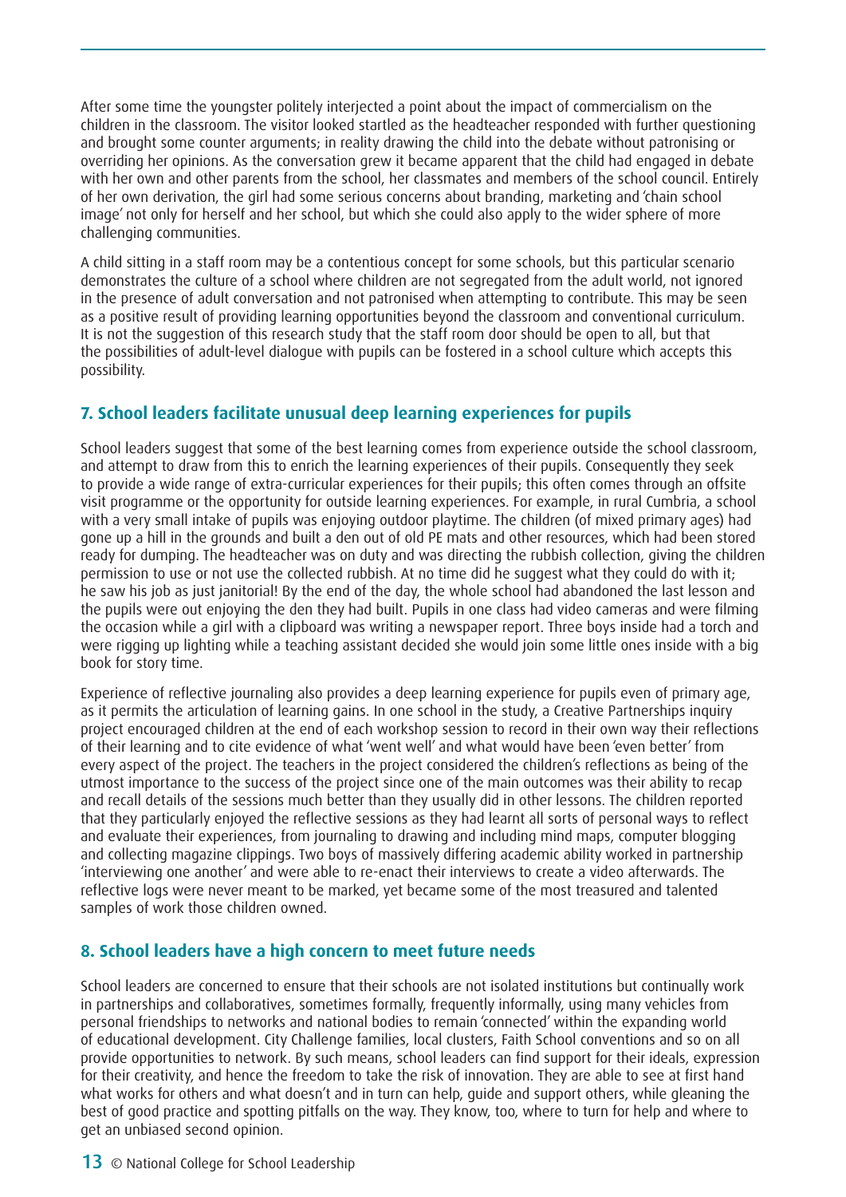After some time the youngster politely interjected a point about the impact of commercialism on the children in the classroom. The visitor looked startled as the headteacher responded with further questioning and brought some counter arguments; in reality drawing the child into the debate without patronising or overriding her opinions. As the conversation grew it became apparent that the child had engaged in debate with her own and other parents from the school, her classmates and members of the school council. Entirely of her own derivation, the girl had some serious concerns about branding, marketing and 'chain school image' not only for herself and her school, but which she could also apply to the wider sphere of more challenging communities.

A child sitting in a staff room may be a contentious concept for some schools, but this particular scenario demonstrates the culture of a school where children are not segregated from the adult world, not ignored in the presence of adult conversation and not patronised when attempting to contribute. This may be seen as a positive result of providing learning opportunities beyond the classroom and conventional curriculum. It is not the suggestion of this research study that the staff room door should be open to all, but that the possibilities of adult-level dialogue with pupils can be fostered in a school culture which accepts this possibility.

## 7. School leaders facilitate unusual deep learning experiences for pupils

School leaders suggest that some of the best learning comes from experience outside the school classroom, and attempt to draw from this to enrich the learning experiences of their pupils. Consequently they seek to provide a wide range of extra-curricular experiences for their pupils; this often comes through an offsite visit programme or the opportunity for outside learning experiences. For example, in rural Cumbria, a school with a very small intake of pupils was enjoying outdoor playtime. The children (of mixed primary ages) had gone up a hill in the grounds and built a den out of old PE mats and other resources, which had been stored ready for dumping. The headteacher was on duty and was directing the rubbish collection, giving the children permission to use or not use the collected rubbish. At no time did he suggest what they could do with it; he saw his job as just janitorial! By the end of the day, the whole school had abandoned the last lesson and the pupils were out enjoying the den they had built. Pupils in one class had video cameras and were filming the occasion while a girl with a clipboard was writing a newspaper report. Three boys inside had a torch and were rigging up lighting while a teaching assistant decided she would join some little ones inside with a big book for story time.

Experience of reflective journaling also provides a deep learning experience for pupils even of primary age, as it permits the articulation of learning gains. In one school in the study, a Creative Partnerships inquiry project encouraged children at the end of each workshop session to record in their own way their reflections of their learning and to cite evidence of what 'went well' and what would have been 'even better' from every aspect of the project. The teachers in the project considered the children's reflections as being of the utmost importance to the success of the project since one of the main outcomes was their ability to recap and recall details of the sessions much better than they usually did in other lessons. The children reported that they particularly enjoyed the reflective sessions as they had learnt all sorts of personal ways to reflect and evaluate their experiences, from journaling to drawing and including mind maps, computer blogging and collecting magazine clippings. Two boys of massively differing academic ability worked in partnership 'interviewing one another' and were able to re-enact their interviews to create a video afterwards. The reflective logs were never meant to be marked, yet became some of the most treasured and talented samples of work those children owned.

## 8. School leaders have a high concern to meet future needs

School leaders are concerned to ensure that their schools are not isolated institutions but continually work in partnerships and collaboratives, sometimes formally, frequently informally, using many vehicles from personal friendships to networks and national bodies to remain 'connected' within the expanding world of educational development. City Challenge families, local clusters, Faith School conventions and so on all provide opportunities to network. By such means, school leaders can find support for their ideals, expression for their creativity, and hence the freedom to take the risk of innovation. They are able to see at first hand what works for others and what doesn't and in turn can help, guide and support others, while gleaning the best of good practice and spotting pitfalls on the way. They know, too, where to turn for help and where to get an unbiased second opinion.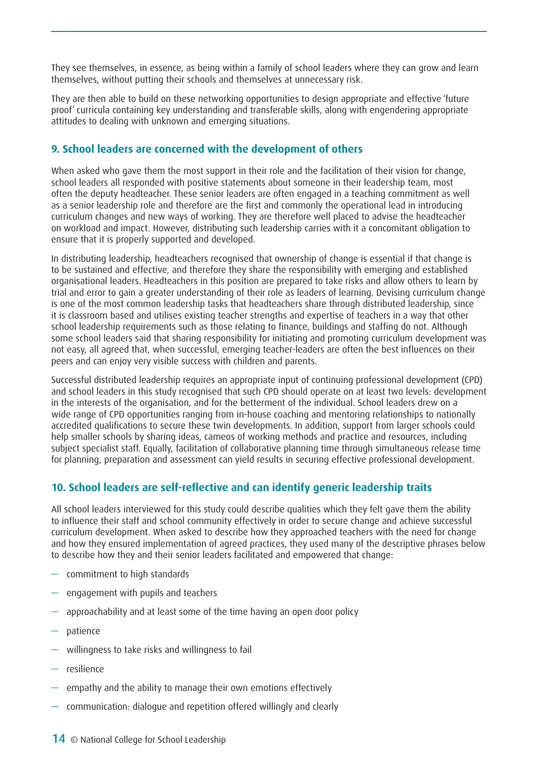They see themselves, in essence, as being within a family of school leaders where they can grow and learn themselves, without putting their schools and themselves at unnecessary risk.

They are then able to build on these networking opportunities to design appropriate and effective 'future proof' curricula containing key understanding and transferable skills, along with engendering appropriate attitudes to dealing with unknown and emerging situations.

### 9. School leaders are concerned with the development of others

When asked who gave them the most support in their role and the facilitation of their vision for change, school leaders all responded with positive statements about someone in their leadership team, most often the deputy headteacher. These senior leaders are often engaged in a teaching commitment as well as a senior leadership role and therefore are the first and commonly the operational lead in introducing curriculum changes and new ways of working. They are therefore well placed to advise the headteacher on workload and impact. However, distributing such leadership carries with it a concomitant obligation to ensure that it is properly supported and developed.

In distributing leadership, headteachers recognised that ownership of change is essential if that change is to be sustained and effective, and therefore they share the responsibility with emerging and established organisational leaders. Headteachers in this position are prepared to take risks and allow others to learn by trial and error to gain a greater understanding of their role as leaders of learning. Devising curriculum change is one of the most common leadership tasks that headteachers share through distributed leadership, since it is classroom based and utilises existing teacher strengths and expertise of teachers in a way that other school leadership requirements such as those relating to finance, buildings and staffing do not. Although some school leaders said that sharing responsibility for initiating and promoting curriculum development was not easy, all agreed that, when successful, emerging teacher-leaders are often the best influences on their peers and can enjoy very visible success with children and parents.

Successful distributed leadership requires an appropriate input of continuing professional development (CPD) and school leaders in this study recognised that such CPD should operate on at least two levels: development in the interests of the organisation, and for the betterment of the individual. School leaders drew on a wide range of CPD opportunities ranging from in-house coaching and mentoring relationships to nationally accredited qualifications to secure these twin developments. In addition, support from larger schools could help smaller schools by sharing ideas, cameos of working methods and practice and resources, including subject specialist staff. Equally, facilitation of collaborative planning time through simultaneous release time for planning, preparation and assessment can yield results in securing effective professional development.

### 10. School leaders are self-reflective and can identify generic leadership traits

All school leaders interviewed for this study could describe qualities which they felt gave them the ability to influence their staff and school community effectively in order to secure change and achieve successful curriculum development. When asked to describe how they approached teachers with the need for change and how they ensured implementation of agreed practices, they used many of the descriptive phrases below to describe how they and their senior leaders facilitated and empowered that change:

- commitment to high standards
- engagement with pupils and teachers
- approachability and at least some of the time having an open door policy
- patience
- willingness to take risks and willingness to fail
- resilience
- empathy and the ability to manage their own emotions effectively
- communication: dialogue and repetition offered willingly and clearly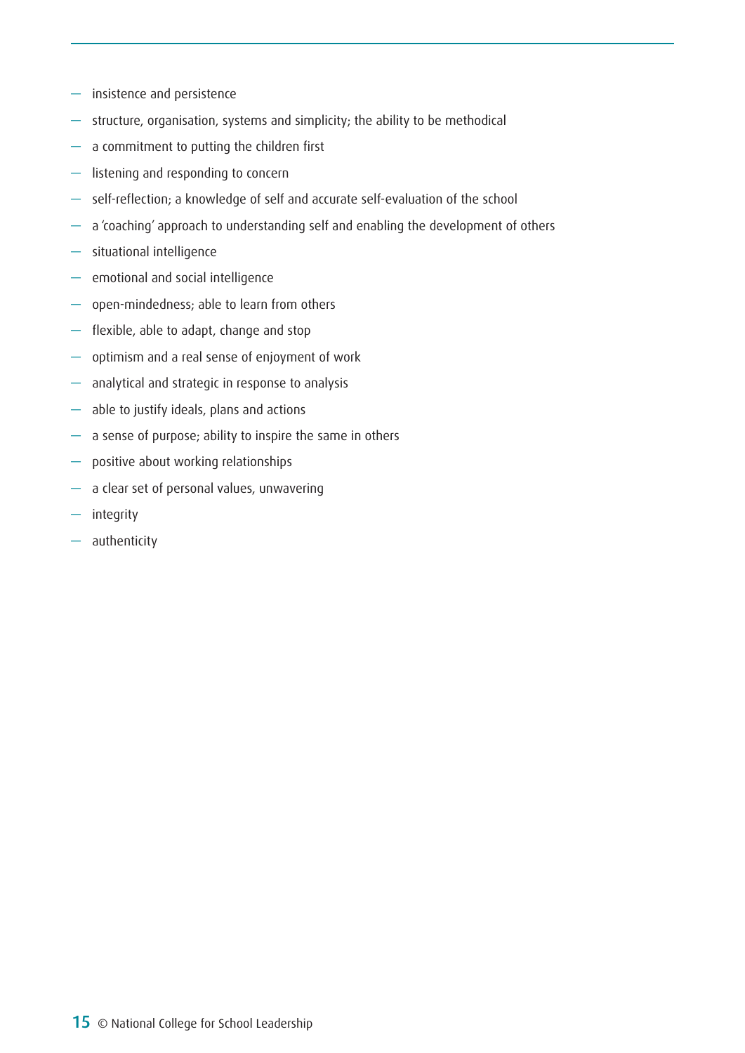- insistence and persistence
- structure, organisation, systems and simplicity; the ability to be methodical
- a commitment to putting the children first
- listening and responding to concern
- self-reflection; a knowledge of self and accurate self-evaluation of the school
- a 'coaching' approach to understanding self and enabling the development of others
- situational intelligence
- emotional and social intelligence
- open-mindedness; able to learn from others
- flexible, able to adapt, change and stop
- optimism and a real sense of enjoyment of work
- analytical and strategic in response to analysis
- able to justify ideals, plans and actions
- a sense of purpose; ability to inspire the same in others
- positive about working relationships
- a clear set of personal values, unwavering
- integrity
- authenticity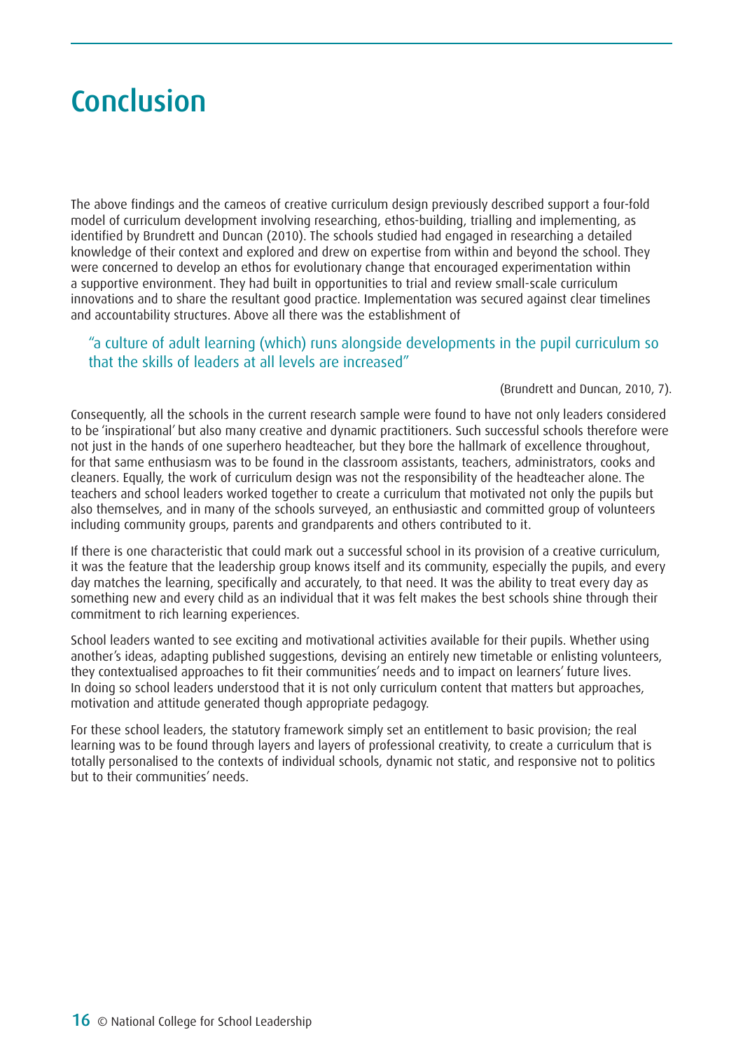# Conclusion

The above findings and the cameos of creative curriculum design previously described support a four-fold model of curriculum development involving researching, ethos-building, trialling and implementing, as identified by Brundrett and Duncan (2010). The schools studied had engaged in researching a detailed knowledge of their context and explored and drew on expertise from within and beyond the school. They were concerned to develop an ethos for evolutionary change that encouraged experimentation within a supportive environment. They had built in opportunities to trial and review small-scale curriculum innovations and to share the resultant good practice. Implementation was secured against clear timelines and accountability structures. Above all there was the establishment of

> "a culture of adult learning (which) runs alongside developments in the pupil curriculum so that the skills of leaders at all levels are increased"
>
> (Brundrett and Duncan, 2010, 7).

Consequently, all the schools in the current research sample were found to have not only leaders considered to be 'inspirational' but also many creative and dynamic practitioners. Such successful schools therefore were not just in the hands of one superhero headteacher, but they bore the hallmark of excellence throughout, for that same enthusiasm was to be found in the classroom assistants, teachers, administrators, cooks and cleaners. Equally, the work of curriculum design was not the responsibility of the headteacher alone. The teachers and school leaders worked together to create a curriculum that motivated not only the pupils but also themselves, and in many of the schools surveyed, an enthusiastic and committed group of volunteers including community groups, parents and grandparents and others contributed to it.

If there is one characteristic that could mark out a successful school in its provision of a creative curriculum, it was the feature that the leadership group knows itself and its community, especially the pupils, and every day matches the learning, specifically and accurately, to that need. It was the ability to treat every day as something new and every child as an individual that it was felt makes the best schools shine through their commitment to rich learning experiences.

School leaders wanted to see exciting and motivational activities available for their pupils. Whether using another's ideas, adapting published suggestions, devising an entirely new timetable or enlisting volunteers, they contextualised approaches to fit their communities' needs and to impact on learners' future lives. In doing so school leaders understood that it is not only curriculum content that matters but approaches, motivation and attitude generated though appropriate pedagogy.

For these school leaders, the statutory framework simply set an entitlement to basic provision; the real learning was to be found through layers and layers of professional creativity, to create a curriculum that is totally personalised to the contexts of individual schools, dynamic not static, and responsive not to politics but to their communities' needs.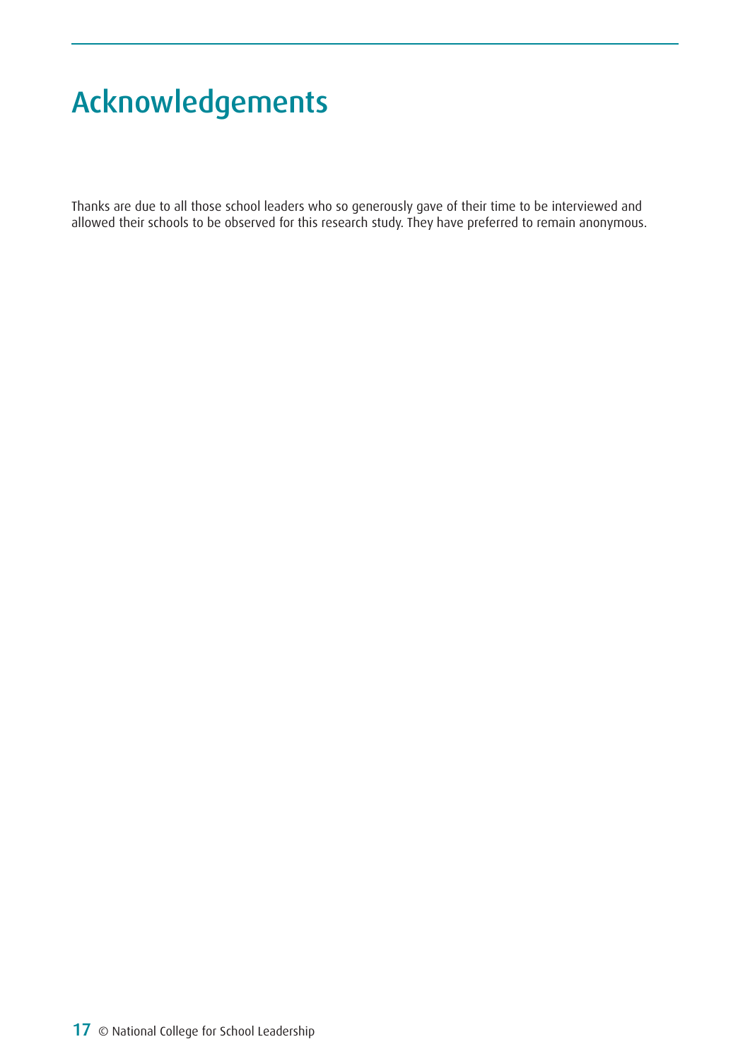# Acknowledgements

Thanks are due to all those school leaders who so generously gave of their time to be interviewed and allowed their schools to be observed for this research study. They have preferred to remain anonymous.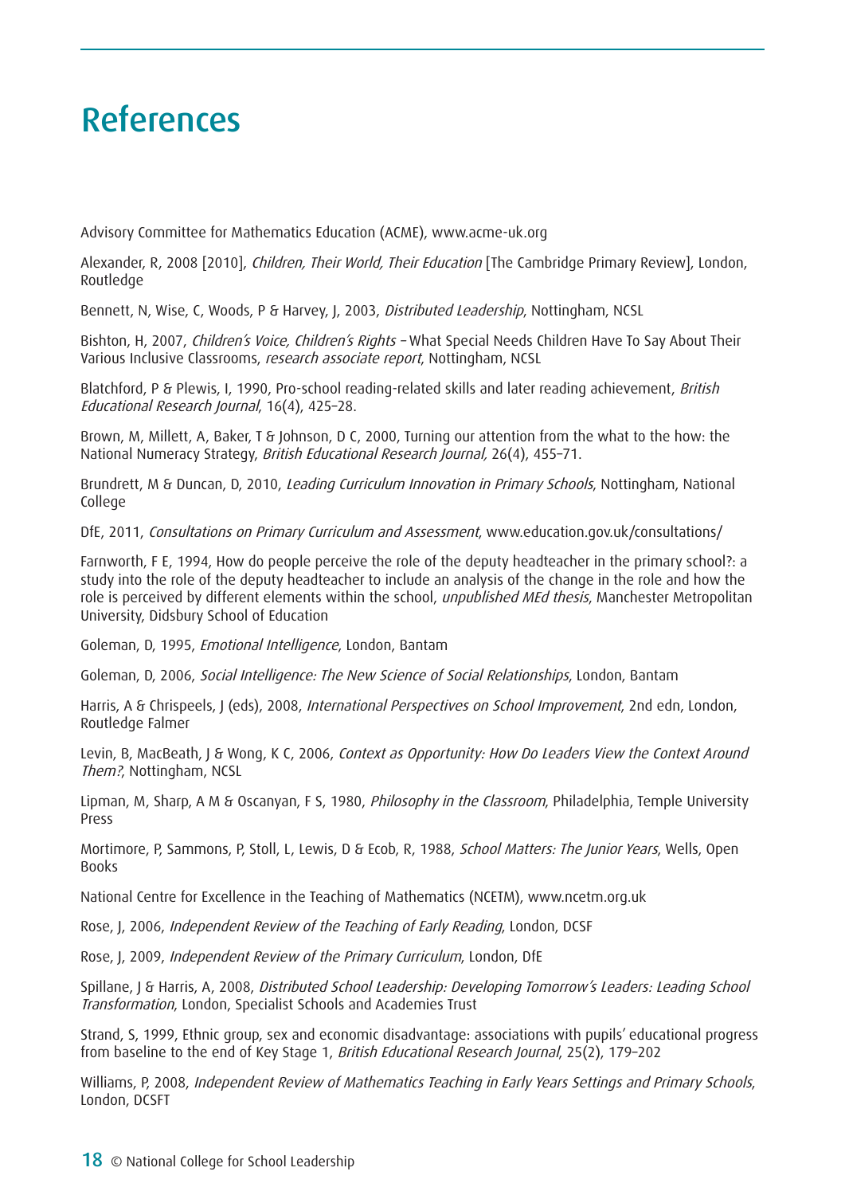# References

Advisory Committee for Mathematics Education (ACME), www.acme-uk.org

Alexander, R, 2008 [2010], *Children, Their World, Their Education* [The Cambridge Primary Review], London, Routledge

Bennett, N, Wise, C, Woods, P & Harvey, J, 2003, *Distributed Leadership*, Nottingham, NCSL

Bishton, H, 2007, *Children's Voice, Children's Rights* – What Special Needs Children Have To Say About Their Various Inclusive Classrooms, *research associate report*, Nottingham, NCSL

Blatchford, P & Plewis, I, 1990, Pro-school reading-related skills and later reading achievement, *British Educational Research Journal*, 16(4), 425–28.

Brown, M, Millett, A, Baker, T & Johnson, D C, 2000, Turning our attention from the what to the how: the National Numeracy Strategy, *British Educational Research Journal,* 26(4), 455–71.

Brundrett, M & Duncan, D, 2010, *Leading Curriculum Innovation in Primary Schools*, Nottingham, National College

DfE, 2011, *Consultations on Primary Curriculum and Assessment*, www.education.gov.uk/consultations/

Farnworth, F E, 1994, How do people perceive the role of the deputy headteacher in the primary school?: a study into the role of the deputy headteacher to include an analysis of the change in the role and how the role is perceived by different elements within the school, *unpublished MEd thesis*, Manchester Metropolitan University, Didsbury School of Education

Goleman, D, 1995, *Emotional Intelligence*, London, Bantam

Goleman, D, 2006, *Social Intelligence: The New Science of Social Relationships*, London, Bantam

Harris, A & Chrispeels, J (eds), 2008, *International Perspectives on School Improvement*, 2nd edn, London, Routledge Falmer

Levin, B, MacBeath, J & Wong, K C, 2006, *Context as Opportunity: How Do Leaders View the Context Around Them?*, Nottingham, NCSL

Lipman, M, Sharp, A M & Oscanyan, F S, 1980, *Philosophy in the Classroom*, Philadelphia, Temple University Press

Mortimore, P, Sammons, P, Stoll, L, Lewis, D & Ecob, R, 1988, *School Matters: The Junior Years*, Wells, Open Books

National Centre for Excellence in the Teaching of Mathematics (NCETM), www.ncetm.org.uk

Rose, J, 2006, *Independent Review of the Teaching of Early Reading*, London, DCSF

Rose, J, 2009, *Independent Review of the Primary Curriculum*, London, DfE

Spillane, J & Harris, A, 2008, *Distributed School Leadership: Developing Tomorrow's Leaders: Leading School Transformation*, London, Specialist Schools and Academies Trust

Strand, S, 1999, Ethnic group, sex and economic disadvantage: associations with pupils' educational progress from baseline to the end of Key Stage 1, *British Educational Research Journal*, 25(2), 179–202

Williams, P, 2008, *Independent Review of Mathematics Teaching in Early Years Settings and Primary Schools*, London, DCSFT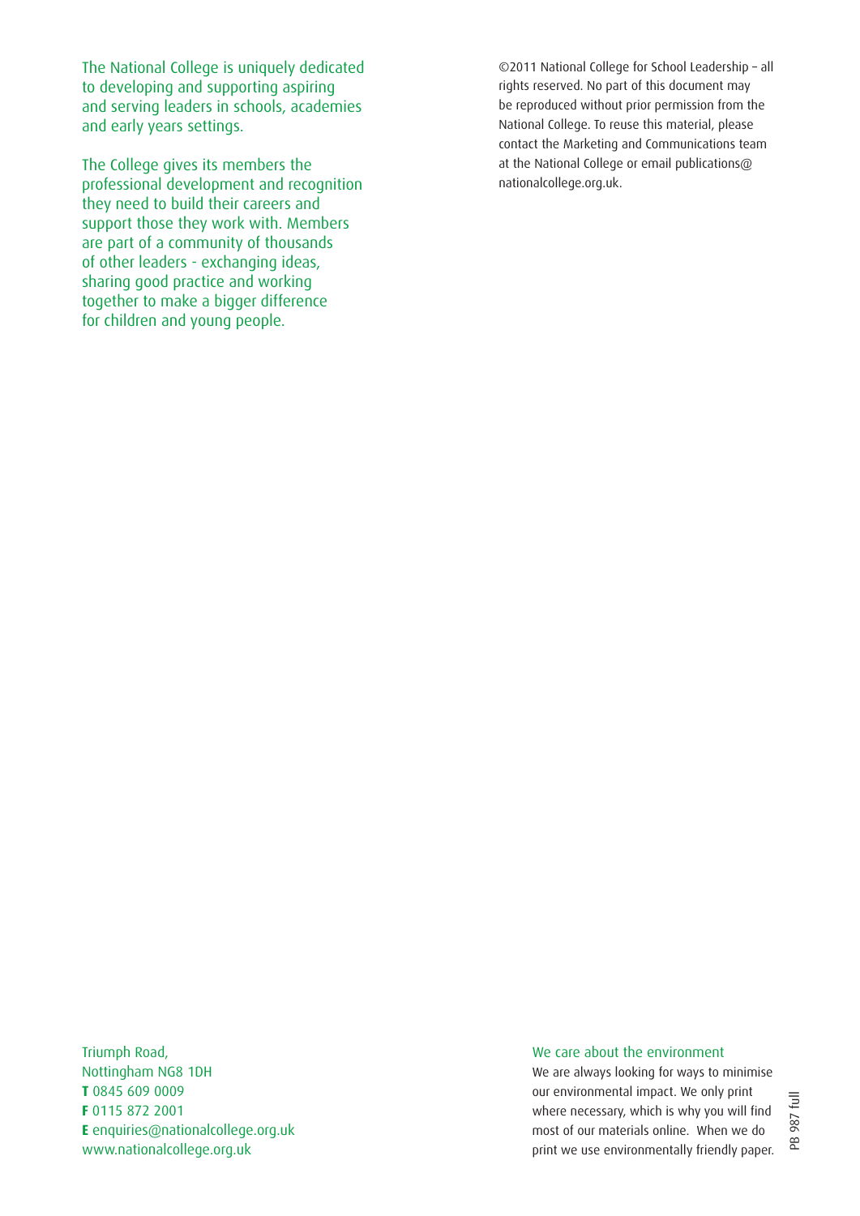The National College is uniquely dedicated to developing and supporting aspiring and serving leaders in schools, academies and early years settings.

The College gives its members the professional development and recognition they need to build their careers and support those they work with. Members are part of a community of thousands of other leaders - exchanging ideas, sharing good practice and working together to make a bigger difference for children and young people.

©2011 National College for School Leadership – all rights reserved. No part of this document may be reproduced without prior permission from the National College. To reuse this material, please contact the Marketing and Communications team at the National College or email publications@nationalcollege.org.uk.

Triumph Road,
Nottingham NG8 1DH
**T** 0845 609 0009
**F** 0115 872 2001
**E** enquiries@nationalcollege.org.uk
www.nationalcollege.org.uk

We care about the environment

We are always looking for ways to minimise our environmental impact. We only print where necessary, which is why you will find most of our materials online. When we do print we use environmentally friendly paper.

PB 987 full